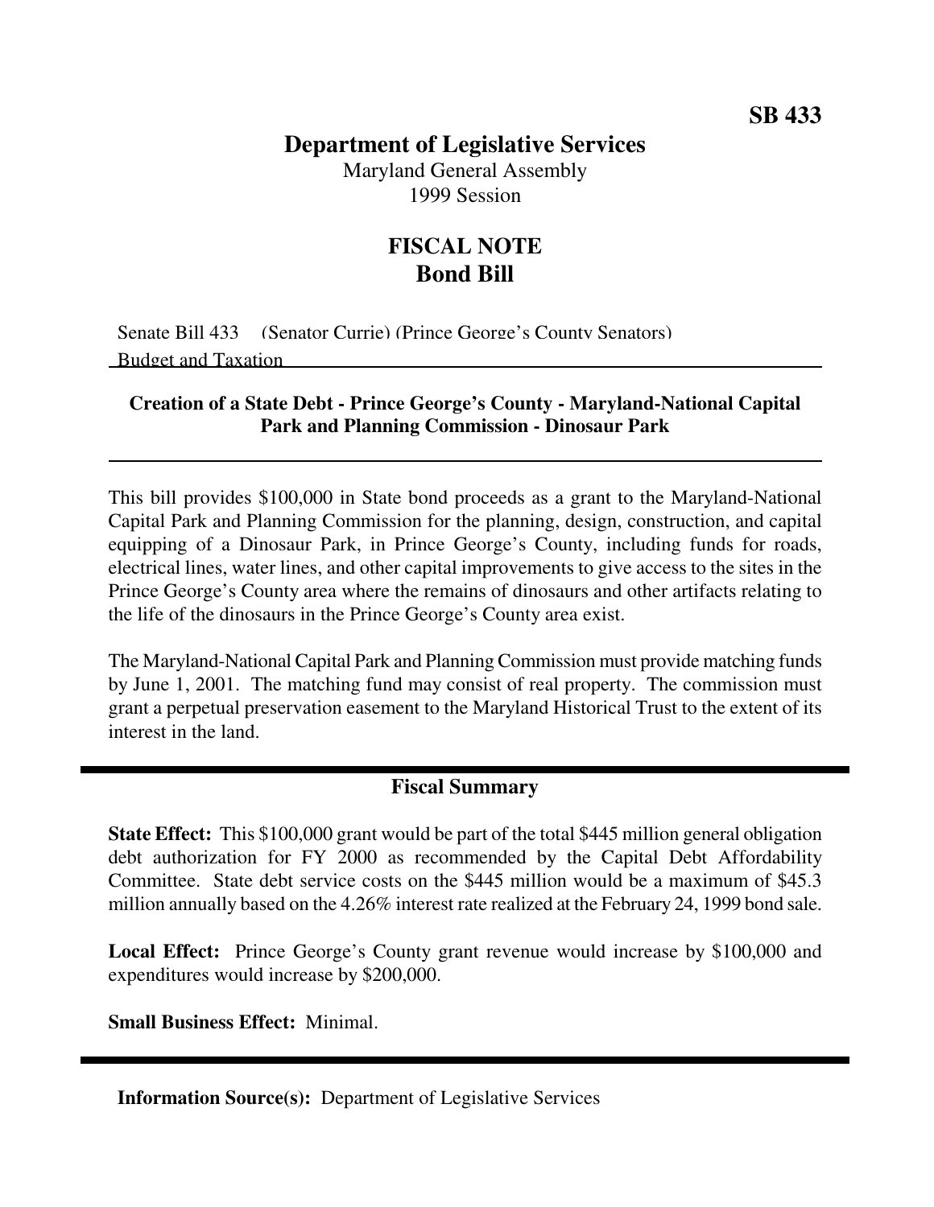**SB 433**

# Department of Legislative Services

Maryland General Assembly
1999 Session

## FISCAL NOTE
## Bond Bill

Senate Bill 433 (Senator Currie) (Prince George's County Senators)
Budget and Taxation

---

**Creation of a State Debt - Prince George's County - Maryland-National Capital Park and Planning Commission - Dinosaur Park**

---

This bill provides $100,000 in State bond proceeds as a grant to the Maryland-National Capital Park and Planning Commission for the planning, design, construction, and capital equipping of a Dinosaur Park, in Prince George's County, including funds for roads, electrical lines, water lines, and other capital improvements to give access to the sites in the Prince George's County area where the remains of dinosaurs and other artifacts relating to the life of the dinosaurs in the Prince George's County area exist.

The Maryland-National Capital Park and Planning Commission must provide matching funds by June 1, 2001. The matching fund may consist of real property. The commission must grant a perpetual preservation easement to the Maryland Historical Trust to the extent of its interest in the land.

---

### Fiscal Summary

**State Effect:** This $100,000 grant would be part of the total $445 million general obligation debt authorization for FY 2000 as recommended by the Capital Debt Affordability Committee. State debt service costs on the $445 million would be a maximum of $45.3 million annually based on the 4.26% interest rate realized at the February 24, 1999 bond sale.

**Local Effect:** Prince George's County grant revenue would increase by $100,000 and expenditures would increase by $200,000.

**Small Business Effect:** Minimal.

---

**Information Source(s):** Department of Legislative Services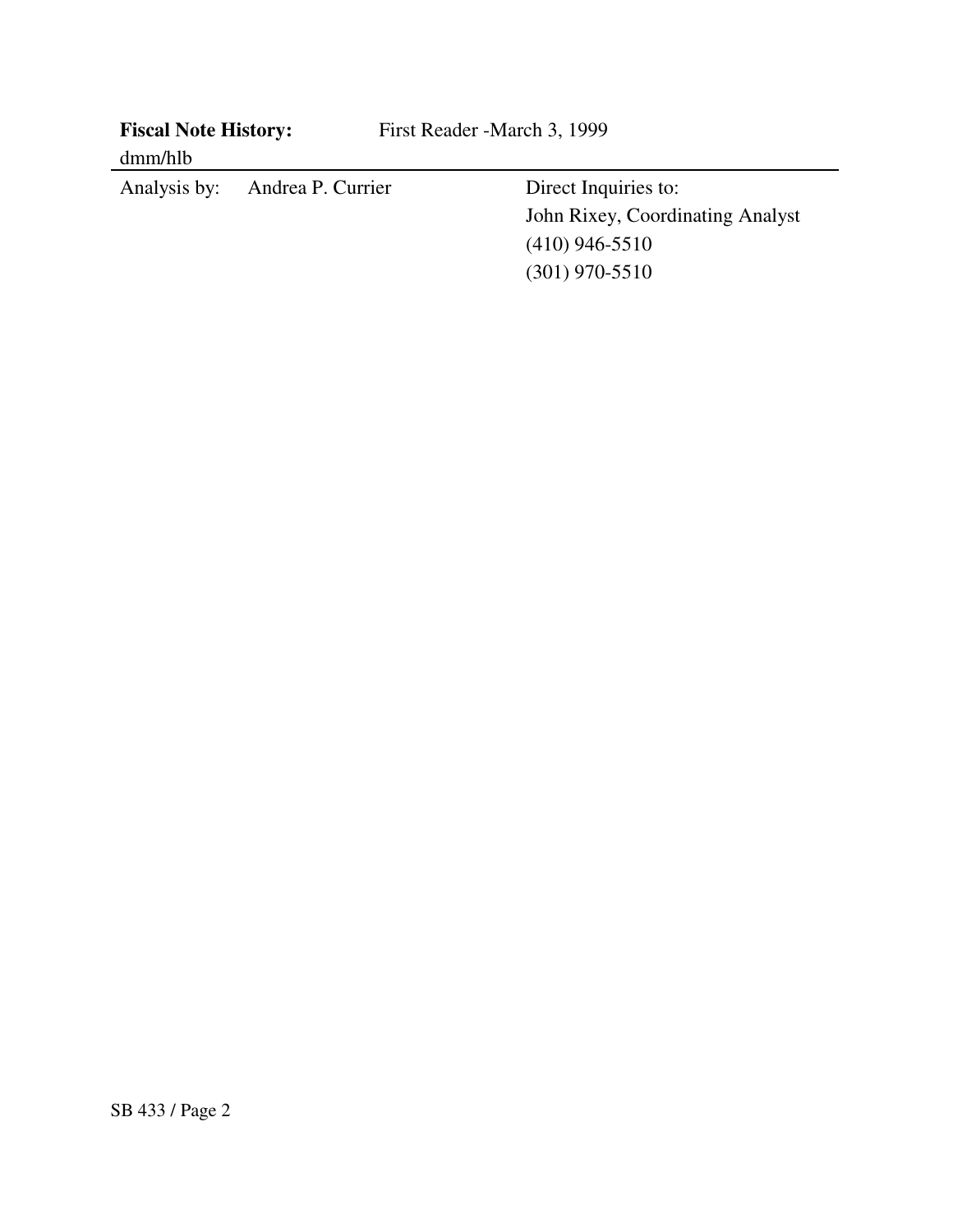**Fiscal Note History:** First Reader -March 3, 1999

dmm/hlb

| | |
|---|---|
| Analysis by: Andrea P. Currier | Direct Inquiries to:<br>John Rixey, Coordinating Analyst<br>(410) 946-5510<br>(301) 970-5510 |

SB 433 / Page 2